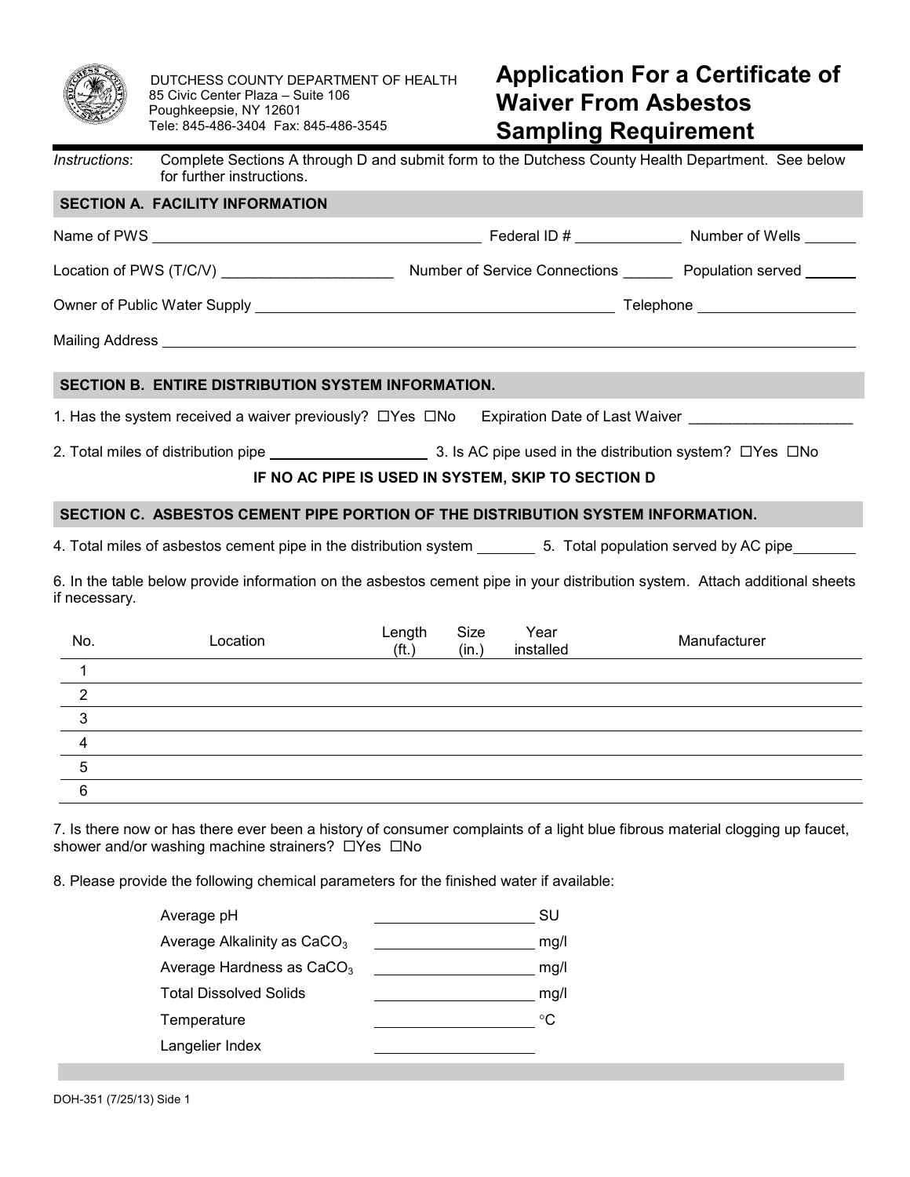DUTCHESS COUNTY DEPARTMENT OF HEALTH
85 Civic Center Plaza – Suite 106
Poughkeepsie, NY 12601
Tele: 845-486-3404 Fax: 845-486-3545

# Application For a Certificate of Waiver From Asbestos Sampling Requirement

*Instructions*: Complete Sections A through D and submit form to the Dutchess County Health Department. See below for further instructions.

## SECTION A. FACILITY INFORMATION

Name of PWS ______________________ Federal ID # __________ Number of Wells ______

Location of PWS (T/C/V) ____________________ Number of Service Connections ______ Population served ______

Owner of Public Water Supply ______________________ Telephone ____________________

Mailing Address ____________________________________________

## SECTION B. ENTIRE DISTRIBUTION SYSTEM INFORMATION.

1. Has the system received a waiver previously? ☐Yes ☐No Expiration Date of Last Waiver ____________________

2. Total miles of distribution pipe ____________________ 3. Is AC pipe used in the distribution system? ☐Yes ☐No

**IF NO AC PIPE IS USED IN SYSTEM, SKIP TO SECTION D**

## SECTION C. ASBESTOS CEMENT PIPE PORTION OF THE DISTRIBUTION SYSTEM INFORMATION.

4. Total miles of asbestos cement pipe in the distribution system _______ 5. Total population served by AC pipe________

6. In the table below provide information on the asbestos cement pipe in your distribution system. Attach additional sheets if necessary.

| No. | Location | Length (ft.) | Size (in.) | Year installed | Manufacturer |
|---|---|---|---|---|---|
| 1 | | | | | |
| 2 | | | | | |
| 3 | | | | | |
| 4 | | | | | |
| 5 | | | | | |
| 6 | | | | | |

7. Is there now or has there ever been a history of consumer complaints of a light blue fibrous material clogging up faucet, shower and/or washing machine strainers? ☐Yes ☐No

8. Please provide the following chemical parameters for the finished water if available:

| | | |
|---|---|---|
| Average pH | ____________________ | SU |
| Average Alkalinity as $CaCO_3$ | ____________________ | mg/l |
| Average Hardness as $CaCO_3$ | ____________________ | mg/l |
| Total Dissolved Solids | ____________________ | mg/l |
| Temperature | ____________________ | °C |
| Langelier Index | ____________________ | |

DOH-351 (7/25/13) Side 1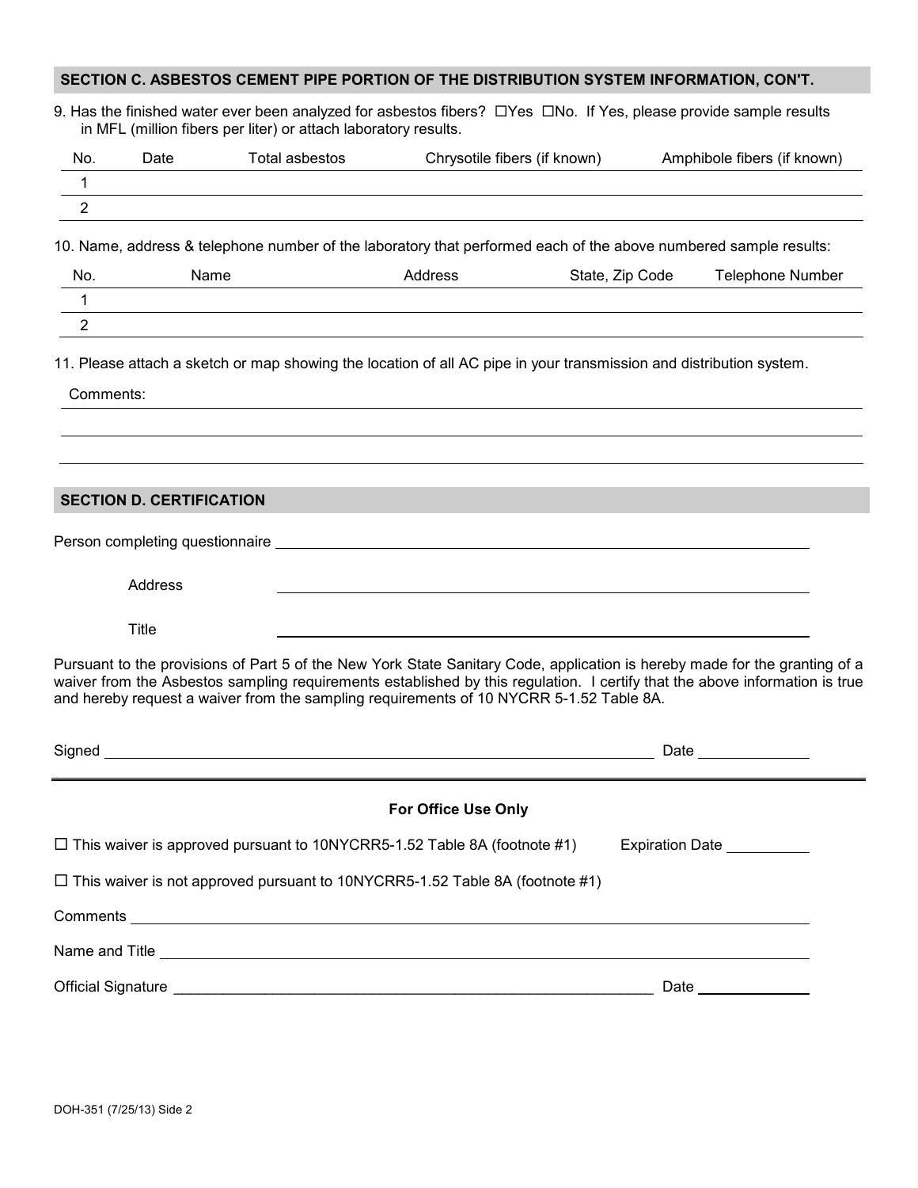## SECTION C. ASBESTOS CEMENT PIPE PORTION OF THE DISTRIBUTION SYSTEM INFORMATION, CON'T.

9. Has the finished water ever been analyzed for asbestos fibers? ☐Yes ☐No. If Yes, please provide sample results in MFL (million fibers per liter) or attach laboratory results.

| No. | Date | Total asbestos | Chrysotile fibers (if known) | Amphibole fibers (if known) |
|---|---|---|---|---|
| 1 | | | | |
| 2 | | | | |

10. Name, address & telephone number of the laboratory that performed each of the above numbered sample results:

| No. | Name | Address | State, Zip Code | Telephone Number |
|---|---|---|---|---|
| 1 | | | | |
| 2 | | | | |

11. Please attach a sketch or map showing the location of all AC pipe in your transmission and distribution system.

Comments: ______________________________

______________________________

______________________________

## SECTION D. CERTIFICATION

Person completing questionnaire ______________________________

Address ______________________________

Title ______________________________

Pursuant to the provisions of Part 5 of the New York State Sanitary Code, application is hereby made for the granting of a waiver from the Asbestos sampling requirements established by this regulation. I certify that the above information is true and hereby request a waiver from the sampling requirements of 10 NYCRR 5-1.52 Table 8A.

Signed ______________________________ Date ______________

**For Office Use Only**

☐ This waiver is approved pursuant to 10NYCRR5-1.52 Table 8A (footnote #1) Expiration Date __________

☐ This waiver is not approved pursuant to 10NYCRR5-1.52 Table 8A (footnote #1)

Comments ______________________________

Name and Title ______________________________

Official Signature ______________________________ Date ______________

DOH-351 (7/25/13) Side 2